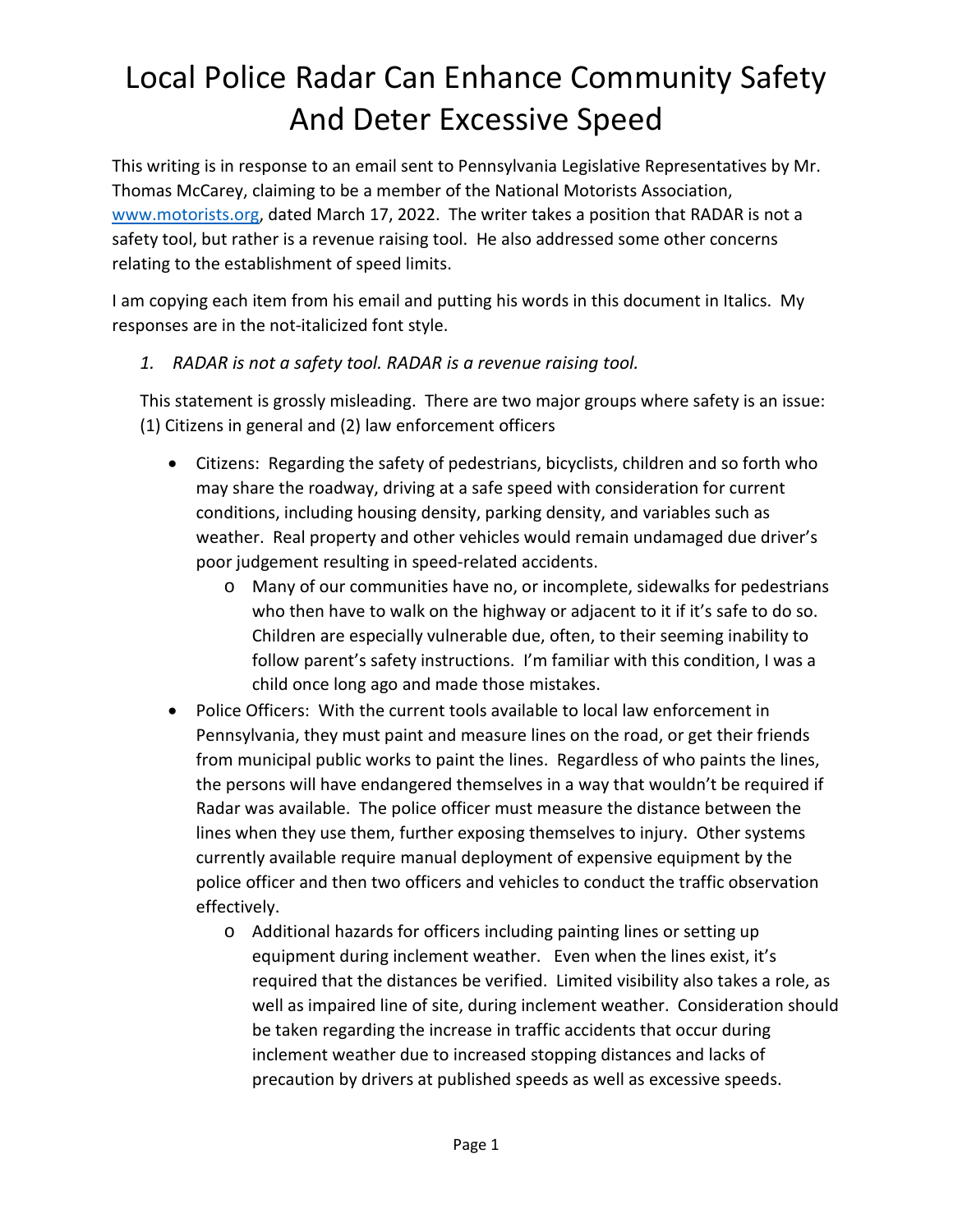# Local Police Radar Can Enhance Community Safety And Deter Excessive Speed

This writing is in response to an email sent to Pennsylvania Legislative Representatives by Mr. Thomas McCarey, claiming to be a member of the National Motorists Association, [www.motorists.org](http://www.motorists.org), dated March 17, 2022. The writer takes a position that RADAR is not a safety tool, but rather is a revenue raising tool. He also addressed some other concerns relating to the establishment of speed limits.

I am copying each item from his email and putting his words in this document in Italics. My responses are in the not-italicized font style.

1. *RADAR is not a safety tool. RADAR is a revenue raising tool.*

   This statement is grossly misleading. There are two major groups where safety is an issue: (1) Citizens in general and (2) law enforcement officers

   - Citizens: Regarding the safety of pedestrians, bicyclists, children and so forth who may share the roadway, driving at a safe speed with consideration for current conditions, including housing density, parking density, and variables such as weather. Real property and other vehicles would remain undamaged due driver's poor judgement resulting in speed-related accidents.
     - Many of our communities have no, or incomplete, sidewalks for pedestrians who then have to walk on the highway or adjacent to it if it's safe to do so. Children are especially vulnerable due, often, to their seeming inability to follow parent's safety instructions. I'm familiar with this condition, I was a child once long ago and made those mistakes.
   - Police Officers: With the current tools available to local law enforcement in Pennsylvania, they must paint and measure lines on the road, or get their friends from municipal public works to paint the lines. Regardless of who paints the lines, the persons will have endangered themselves in a way that wouldn't be required if Radar was available. The police officer must measure the distance between the lines when they use them, further exposing themselves to injury. Other systems currently available require manual deployment of expensive equipment by the police officer and then two officers and vehicles to conduct the traffic observation effectively.
     - Additional hazards for officers including painting lines or setting up equipment during inclement weather. Even when the lines exist, it's required that the distances be verified. Limited visibility also takes a role, as well as impaired line of site, during inclement weather. Consideration should be taken regarding the increase in traffic accidents that occur during inclement weather due to increased stopping distances and lacks of precaution by drivers at published speeds as well as excessive speeds.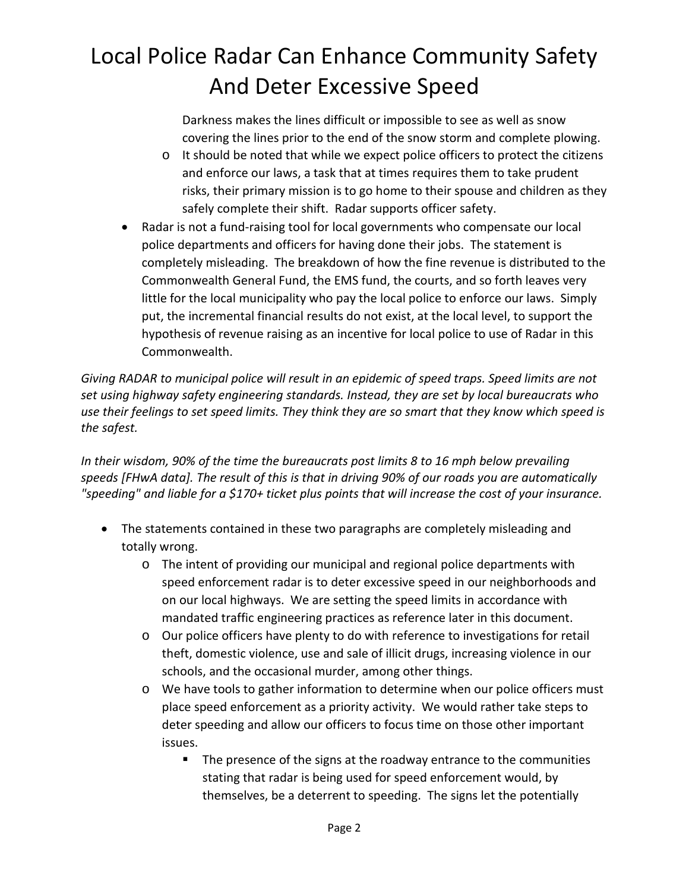Darkness makes the lines difficult or impossible to see as well as snow covering the lines prior to the end of the snow storm and complete plowing.

  - It should be noted that while we expect police officers to protect the citizens and enforce our laws, a task that at times requires them to take prudent risks, their primary mission is to go home to their spouse and children as they safely complete their shift. Radar supports officer safety.
- Radar is not a fund-raising tool for local governments who compensate our local police departments and officers for having done their jobs. The statement is completely misleading. The breakdown of how the fine revenue is distributed to the Commonwealth General Fund, the EMS fund, the courts, and so forth leaves very little for the local municipality who pay the local police to enforce our laws. Simply put, the incremental financial results do not exist, at the local level, to support the hypothesis of revenue raising as an incentive for local police to use of Radar in this Commonwealth.

*Giving RADAR to municipal police will result in an epidemic of speed traps. Speed limits are not set using highway safety engineering standards. Instead, they are set by local bureaucrats who use their feelings to set speed limits. They think they are so smart that they know which speed is the safest.*

*In their wisdom, 90% of the time the bureaucrats post limits 8 to 16 mph below prevailing speeds [FHwA data]. The result of this is that in driving 90% of our roads you are automatically "speeding" and liable for a $170+ ticket plus points that will increase the cost of your insurance.*

- The statements contained in these two paragraphs are completely misleading and totally wrong.
  - The intent of providing our municipal and regional police departments with speed enforcement radar is to deter excessive speed in our neighborhoods and on our local highways. We are setting the speed limits in accordance with mandated traffic engineering practices as reference later in this document.
  - Our police officers have plenty to do with reference to investigations for retail theft, domestic violence, use and sale of illicit drugs, increasing violence in our schools, and the occasional murder, among other things.
  - We have tools to gather information to determine when our police officers must place speed enforcement as a priority activity. We would rather take steps to deter speeding and allow our officers to focus time on those other important issues.
    - The presence of the signs at the roadway entrance to the communities stating that radar is being used for speed enforcement would, by themselves, be a deterrent to speeding. The signs let the potentially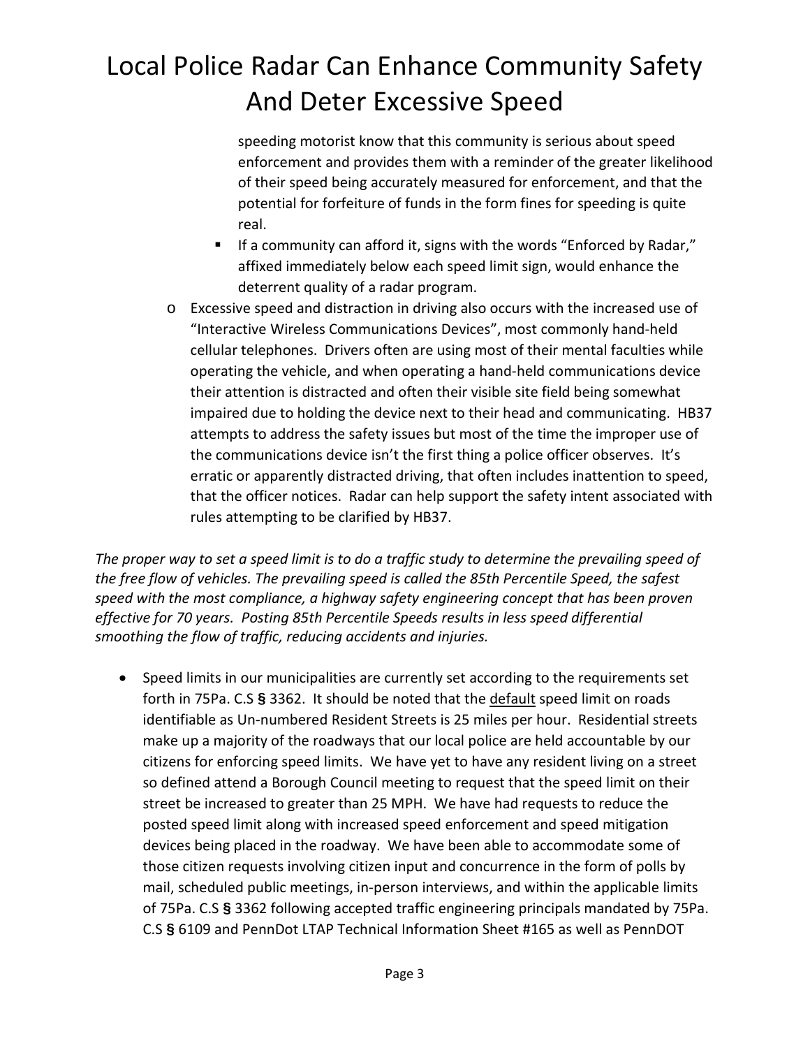speeding motorist know that this community is serious about speed enforcement and provides them with a reminder of the greater likelihood of their speed being accurately measured for enforcement, and that the potential for forfeiture of funds in the form fines for speeding is quite real.

        - If a community can afford it, signs with the words "Enforced by Radar," affixed immediately below each speed limit sign, would enhance the deterrent quality of a radar program.

    - Excessive speed and distraction in driving also occurs with the increased use of "Interactive Wireless Communications Devices", most commonly hand-held cellular telephones. Drivers often are using most of their mental faculties while operating the vehicle, and when operating a hand-held communications device their attention is distracted and often their visible site field being somewhat impaired due to holding the device next to their head and communicating. HB37 attempts to address the safety issues but most of the time the improper use of the communications device isn't the first thing a police officer observes. It's erratic or apparently distracted driving, that often includes inattention to speed, that the officer notices. Radar can help support the safety intent associated with rules attempting to be clarified by HB37.

*The proper way to set a speed limit is to do a traffic study to determine the prevailing speed of the free flow of vehicles. The prevailing speed is called the 85th Percentile Speed, the safest speed with the most compliance, a highway safety engineering concept that has been proven effective for 70 years. Posting 85th Percentile Speeds results in less speed differential smoothing the flow of traffic, reducing accidents and injuries.*

- Speed limits in our municipalities are currently set according to the requirements set forth in 75Pa. C.S § 3362. It should be noted that the <u>default</u> speed limit on roads identifiable as Un-numbered Resident Streets is 25 miles per hour. Residential streets make up a majority of the roadways that our local police are held accountable by our citizens for enforcing speed limits. We have yet to have any resident living on a street so defined attend a Borough Council meeting to request that the speed limit on their street be increased to greater than 25 MPH. We have had requests to reduce the posted speed limit along with increased speed enforcement and speed mitigation devices being placed in the roadway. We have been able to accommodate some of those citizen requests involving citizen input and concurrence in the form of polls by mail, scheduled public meetings, in-person interviews, and within the applicable limits of 75Pa. C.S § 3362 following accepted traffic engineering principals mandated by 75Pa. C.S § 6109 and PennDot LTAP Technical Information Sheet #165 as well as PennDOT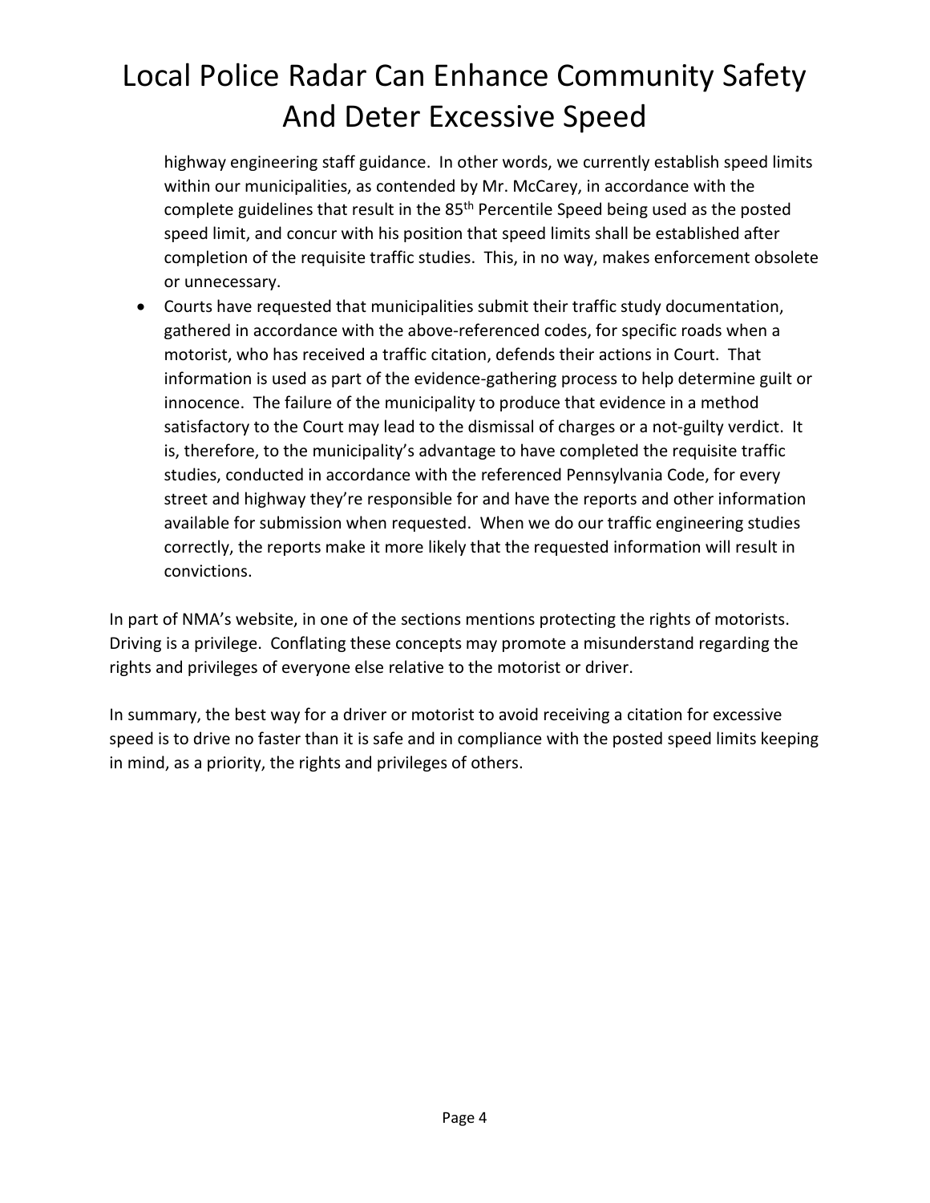highway engineering staff guidance. In other words, we currently establish speed limits within our municipalities, as contended by Mr. McCarey, in accordance with the complete guidelines that result in the 85th Percentile Speed being used as the posted speed limit, and concur with his position that speed limits shall be established after completion of the requisite traffic studies. This, in no way, makes enforcement obsolete or unnecessary.

- Courts have requested that municipalities submit their traffic study documentation, gathered in accordance with the above-referenced codes, for specific roads when a motorist, who has received a traffic citation, defends their actions in Court. That information is used as part of the evidence-gathering process to help determine guilt or innocence. The failure of the municipality to produce that evidence in a method satisfactory to the Court may lead to the dismissal of charges or a not-guilty verdict. It is, therefore, to the municipality's advantage to have completed the requisite traffic studies, conducted in accordance with the referenced Pennsylvania Code, for every street and highway they're responsible for and have the reports and other information available for submission when requested. When we do our traffic engineering studies correctly, the reports make it more likely that the requested information will result in convictions.

In part of NMA's website, in one of the sections mentions protecting the rights of motorists. Driving is a privilege. Conflating these concepts may promote a misunderstand regarding the rights and privileges of everyone else relative to the motorist or driver.

In summary, the best way for a driver or motorist to avoid receiving a citation for excessive speed is to drive no faster than it is safe and in compliance with the posted speed limits keeping in mind, as a priority, the rights and privileges of others.